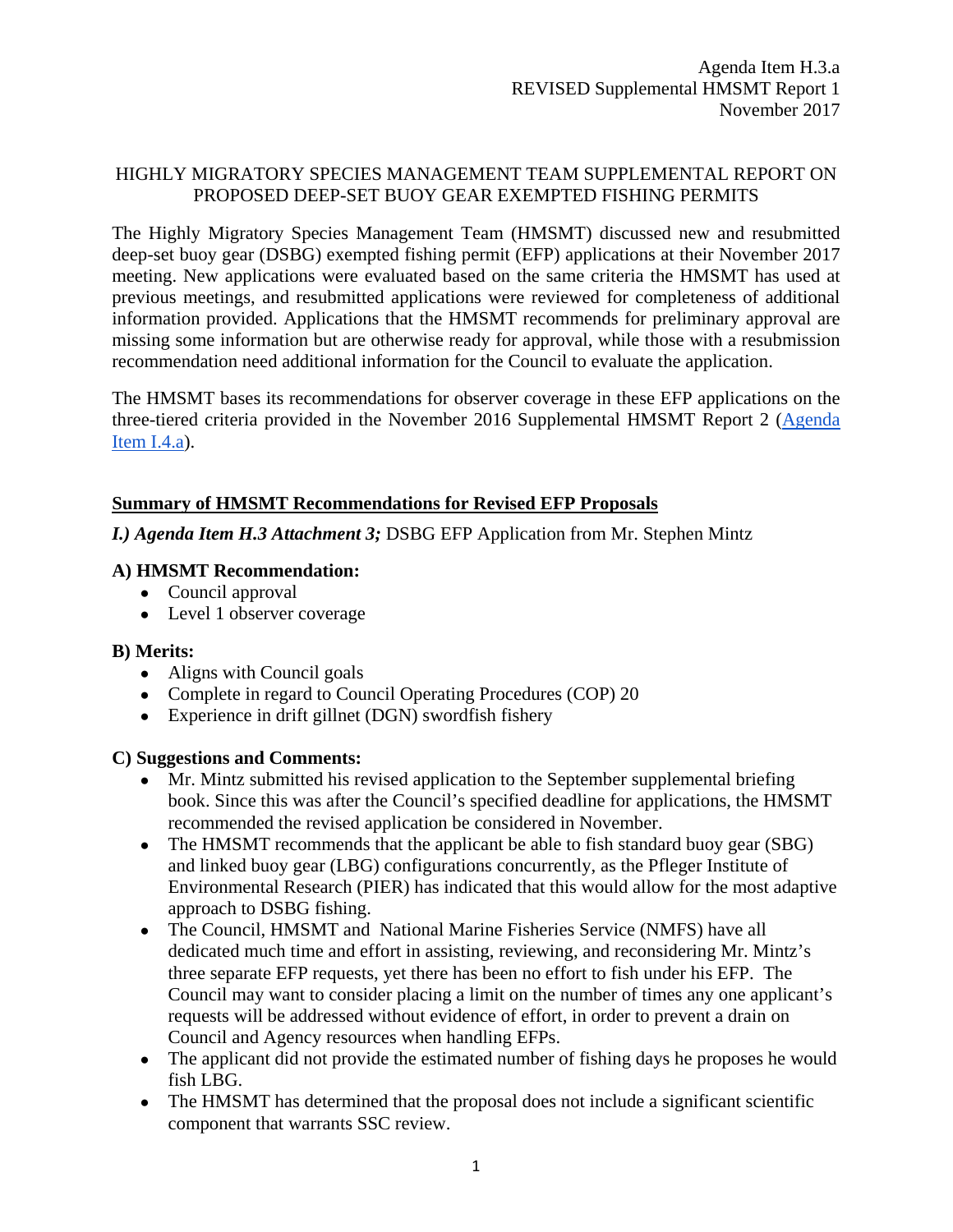Agenda Item H.3.a
REVISED Supplemental HMSMT Report 1
November 2017

# HIGHLY MIGRATORY SPECIES MANAGEMENT TEAM SUPPLEMENTAL REPORT ON PROPOSED DEEP-SET BUOY GEAR EXEMPTED FISHING PERMITS

The Highly Migratory Species Management Team (HMSMT) discussed new and resubmitted deep-set buoy gear (DSBG) exempted fishing permit (EFP) applications at their November 2017 meeting. New applications were evaluated based on the same criteria the HMSMT has used at previous meetings, and resubmitted applications were reviewed for completeness of additional information provided. Applications that the HMSMT recommends for preliminary approval are missing some information but are otherwise ready for approval, while those with a resubmission recommendation need additional information for the Council to evaluate the application.

The HMSMT bases its recommendations for observer coverage in these EFP applications on the three-tiered criteria provided in the November 2016 Supplemental HMSMT Report 2 ([Agenda Item I.4.a](Agenda Item I.4.a)).

## Summary of HMSMT Recommendations for Revised EFP Proposals

***I.) Agenda Item H.3 Attachment 3;*** DSBG EFP Application from Mr. Stephen Mintz

### A) HMSMT Recommendation:

- Council approval
- Level 1 observer coverage

### B) Merits:

- Aligns with Council goals
- Complete in regard to Council Operating Procedures (COP) 20
- Experience in drift gillnet (DGN) swordfish fishery

### C) Suggestions and Comments:

- Mr. Mintz submitted his revised application to the September supplemental briefing book. Since this was after the Council's specified deadline for applications, the HMSMT recommended the revised application be considered in November.
- The HMSMT recommends that the applicant be able to fish standard buoy gear (SBG) and linked buoy gear (LBG) configurations concurrently, as the Pfleger Institute of Environmental Research (PIER) has indicated that this would allow for the most adaptive approach to DSBG fishing.
- The Council, HMSMT and National Marine Fisheries Service (NMFS) have all dedicated much time and effort in assisting, reviewing, and reconsidering Mr. Mintz's three separate EFP requests, yet there has been no effort to fish under his EFP. The Council may want to consider placing a limit on the number of times any one applicant's requests will be addressed without evidence of effort, in order to prevent a drain on Council and Agency resources when handling EFPs.
- The applicant did not provide the estimated number of fishing days he proposes he would fish LBG.
- The HMSMT has determined that the proposal does not include a significant scientific component that warrants SSC review.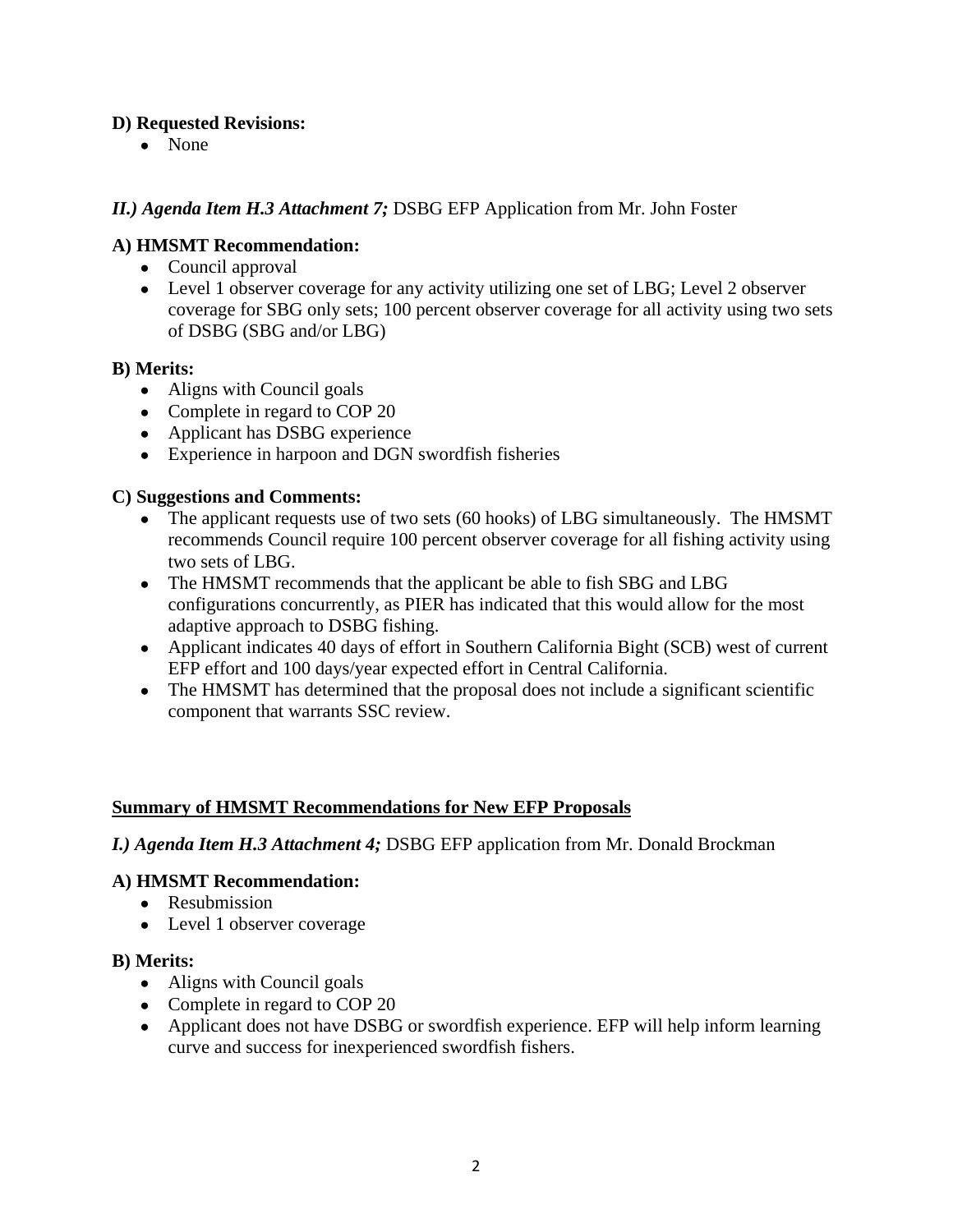**D) Requested Revisions:**

- None

***II.) Agenda Item H.3 Attachment 7;*** DSBG EFP Application from Mr. John Foster

**A) HMSMT Recommendation:**

- Council approval
- Level 1 observer coverage for any activity utilizing one set of LBG; Level 2 observer coverage for SBG only sets; 100 percent observer coverage for all activity using two sets of DSBG (SBG and/or LBG)

**B) Merits:**

- Aligns with Council goals
- Complete in regard to COP 20
- Applicant has DSBG experience
- Experience in harpoon and DGN swordfish fisheries

**C) Suggestions and Comments:**

- The applicant requests use of two sets (60 hooks) of LBG simultaneously. The HMSMT recommends Council require 100 percent observer coverage for all fishing activity using two sets of LBG.
- The HMSMT recommends that the applicant be able to fish SBG and LBG configurations concurrently, as PIER has indicated that this would allow for the most adaptive approach to DSBG fishing.
- Applicant indicates 40 days of effort in Southern California Bight (SCB) west of current EFP effort and 100 days/year expected effort in Central California.
- The HMSMT has determined that the proposal does not include a significant scientific component that warrants SSC review.

## Summary of HMSMT Recommendations for New EFP Proposals

***I.) Agenda Item H.3 Attachment 4;*** DSBG EFP application from Mr. Donald Brockman

**A) HMSMT Recommendation:**

- Resubmission
- Level 1 observer coverage

**B) Merits:**

- Aligns with Council goals
- Complete in regard to COP 20
- Applicant does not have DSBG or swordfish experience. EFP will help inform learning curve and success for inexperienced swordfish fishers.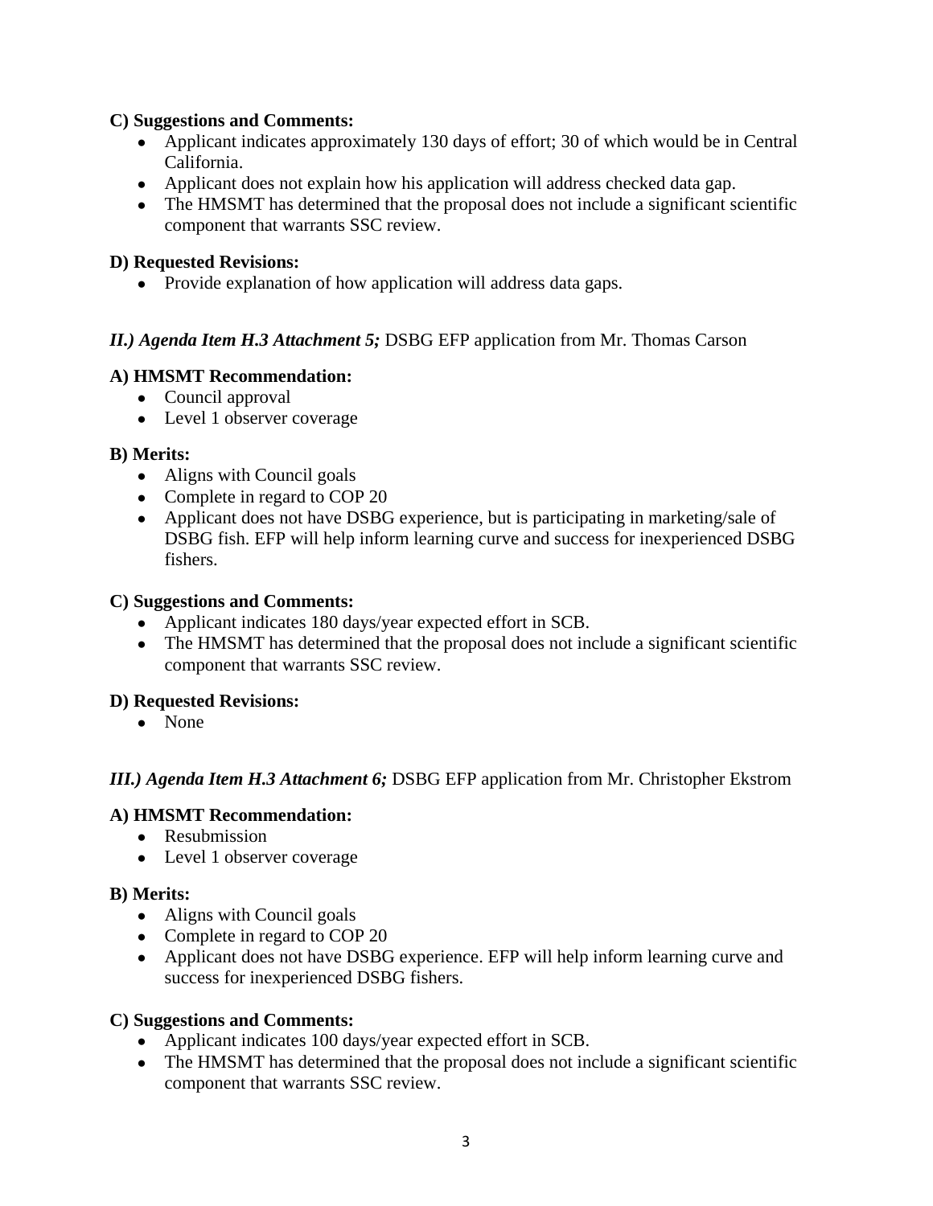**C) Suggestions and Comments:**

- Applicant indicates approximately 130 days of effort; 30 of which would be in Central California.
- Applicant does not explain how his application will address checked data gap.
- The HMSMT has determined that the proposal does not include a significant scientific component that warrants SSC review.

**D) Requested Revisions:**

- Provide explanation of how application will address data gaps.

***II.) Agenda Item H.3 Attachment 5;*** DSBG EFP application from Mr. Thomas Carson

**A) HMSMT Recommendation:**

- Council approval
- Level 1 observer coverage

**B) Merits:**

- Aligns with Council goals
- Complete in regard to COP 20
- Applicant does not have DSBG experience, but is participating in marketing/sale of DSBG fish. EFP will help inform learning curve and success for inexperienced DSBG fishers.

**C) Suggestions and Comments:**

- Applicant indicates 180 days/year expected effort in SCB.
- The HMSMT has determined that the proposal does not include a significant scientific component that warrants SSC review.

**D) Requested Revisions:**

- None

***III.) Agenda Item H.3 Attachment 6;*** DSBG EFP application from Mr. Christopher Ekstrom

**A) HMSMT Recommendation:**

- Resubmission
- Level 1 observer coverage

**B) Merits:**

- Aligns with Council goals
- Complete in regard to COP 20
- Applicant does not have DSBG experience. EFP will help inform learning curve and success for inexperienced DSBG fishers.

**C) Suggestions and Comments:**

- Applicant indicates 100 days/year expected effort in SCB.
- The HMSMT has determined that the proposal does not include a significant scientific component that warrants SSC review.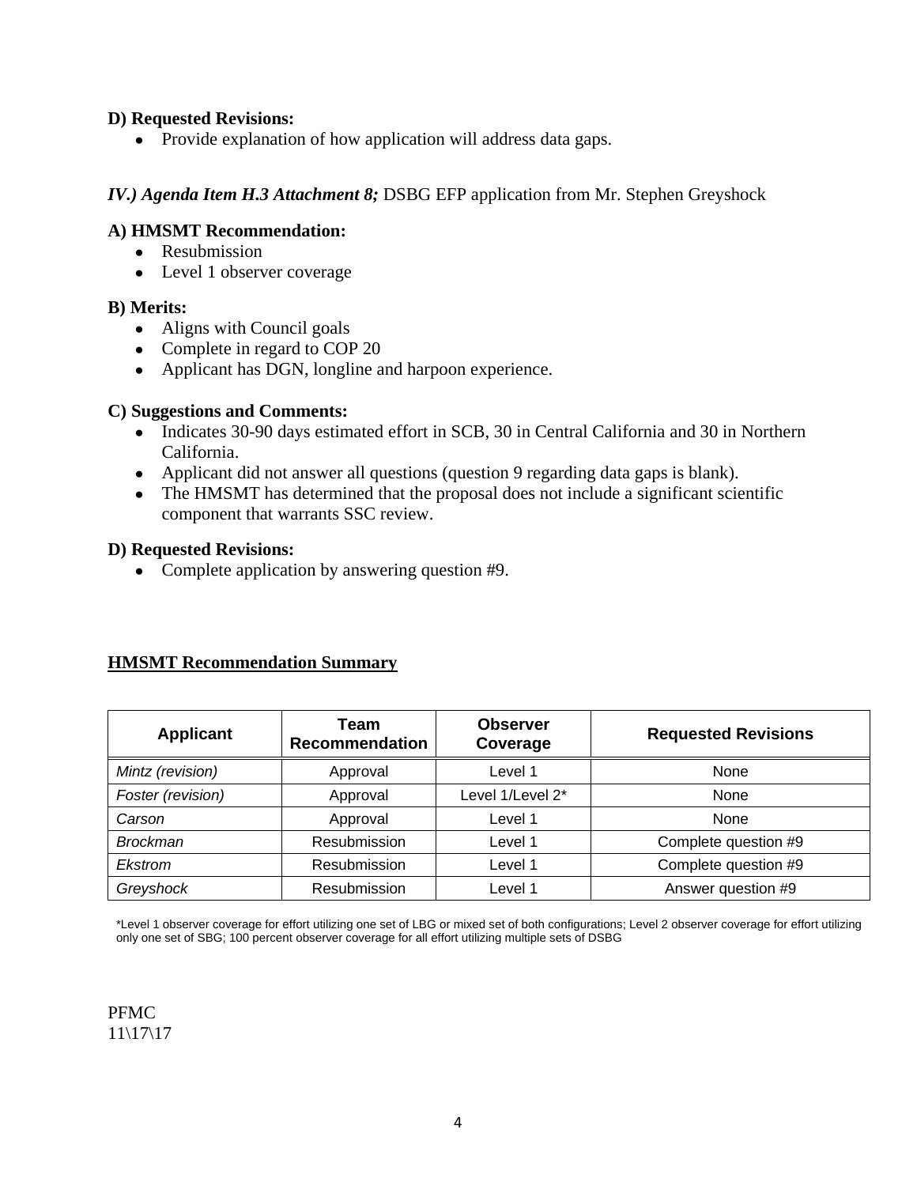**D) Requested Revisions:**

- Provide explanation of how application will address data gaps.

***IV.) Agenda Item H.3 Attachment 8;*** DSBG EFP application from Mr. Stephen Greyshock

**A) HMSMT Recommendation:**

- Resubmission
- Level 1 observer coverage

**B) Merits:**

- Aligns with Council goals
- Complete in regard to COP 20
- Applicant has DGN, longline and harpoon experience.

**C) Suggestions and Comments:**

- Indicates 30-90 days estimated effort in SCB, 30 in Central California and 30 in Northern California.
- Applicant did not answer all questions (question 9 regarding data gaps is blank).
- The HMSMT has determined that the proposal does not include a significant scientific component that warrants SSC review.

**D) Requested Revisions:**

- Complete application by answering question #9.

**HMSMT Recommendation Summary**

| Applicant | Team Recommendation | Observer Coverage | Requested Revisions |
|---|---|---|---|
| *Mintz (revision)* | Approval | Level 1 | None |
| *Foster (revision)* | Approval | Level 1/Level 2* | None |
| *Carson* | Approval | Level 1 | None |
| *Brockman* | Resubmission | Level 1 | Complete question #9 |
| *Ekstrom* | Resubmission | Level 1 | Complete question #9 |
| *Greyshock* | Resubmission | Level 1 | Answer question #9 |

*Level 1 observer coverage for effort utilizing one set of LBG or mixed set of both configurations; Level 2 observer coverage for effort utilizing only one set of SBG; 100 percent observer coverage for all effort utilizing multiple sets of DSBG

PFMC
11\17\17